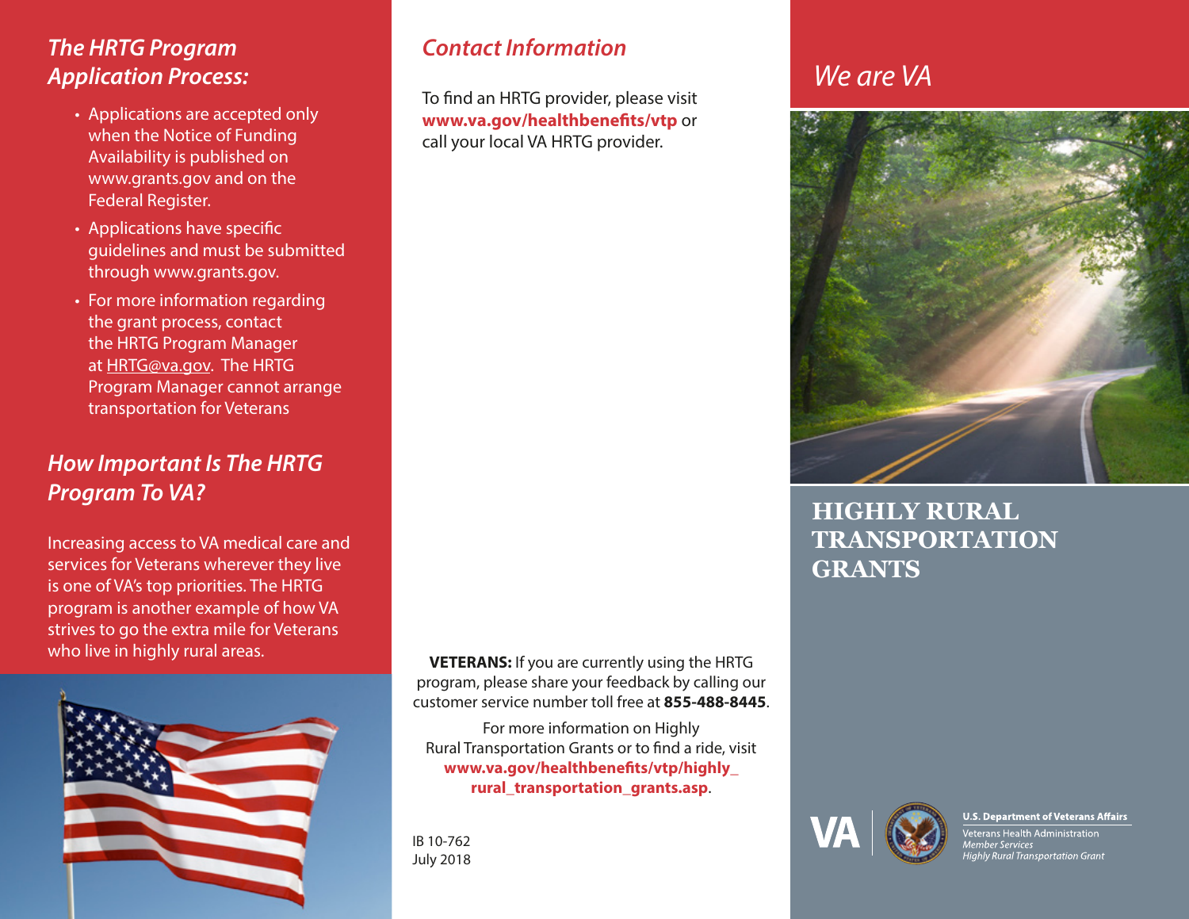## The HRTG Program Application Process:

- Applications are accepted only when the Notice of Funding Availability is published on www.grants.gov and on the Federal Register.
- Applications have specific guidelines and must be submitted through www.grants.gov.
- For more information regarding the grant process, contact the HRTG Program Manager at HRTG@va.gov. The HRTG Program Manager cannot arrange transportation for Veterans

## How Important Is The HRTG Program To VA?

Increasing access to VA medical care and services for Veterans wherever they live is one of VA's top priorities. The HRTG program is another example of how VA strives to go the extra mile for Veterans who live in highly rural areas.

## Contact Information

To find an HRTG provider, please visit **www.va.gov/healthbenefits/vtp** or call your local VA HRTG provider.

**VETERANS:** If you are currently using the HRTG program, please share your feedback by calling our customer service number toll free at **855-488-8445**.

For more information on Highly Rural Transportation Grants or to find a ride, visit **www.va.gov/healthbenefits/vtp/highly_rural_transportation_grants.asp**.

IB 10-762
July 2018

## We are VA

# HIGHLY RURAL TRANSPORTATION GRANTS

VA

**U.S. Department of Veterans Affairs**
Veterans Health Administration
*Member Services*
*Highly Rural Transportation Grant*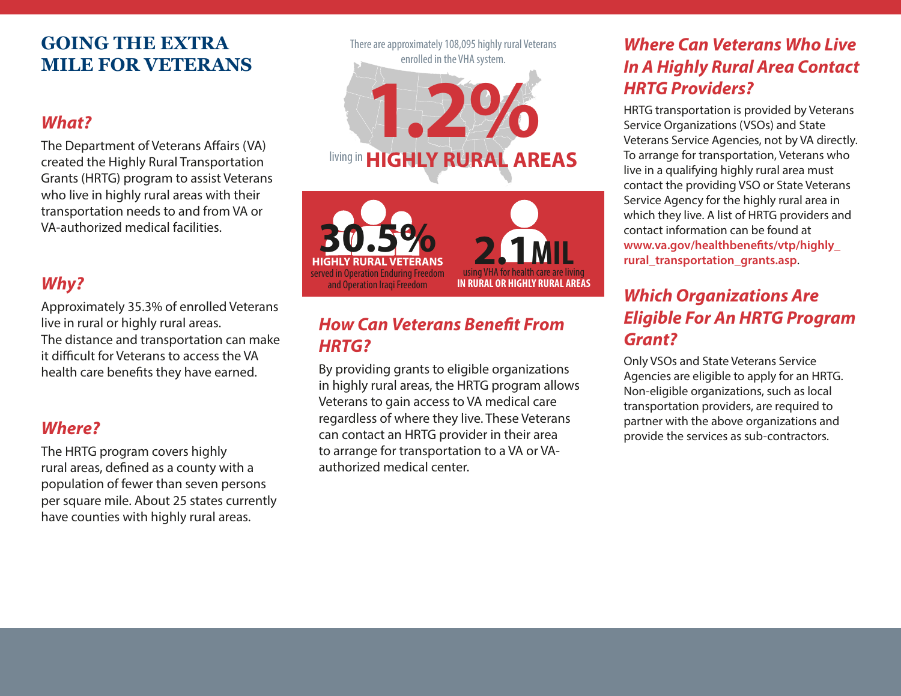# GOING THE EXTRA MILE FOR VETERANS

## *What?*

The Department of Veterans Affairs (VA) created the Highly Rural Transportation Grants (HRTG) program to assist Veterans who live in highly rural areas with their transportation needs to and from VA or VA-authorized medical facilities.

## *Why?*

Approximately 35.3% of enrolled Veterans live in rural or highly rural areas.
The distance and transportation can make it difficult for Veterans to access the VA health care benefits they have earned.

## *Where?*

The HRTG program covers highly rural areas, defined as a county with a population of fewer than seven persons per square mile. About 25 states currently have counties with highly rural areas.

There are approximately 108,095 highly rural Veterans enrolled in the VHA system.

**1.2%**
living in **HIGHLY RURAL AREAS**

**30.5%**
**HIGHLY RURAL VETERANS**
served in Operation Enduring Freedom and Operation Iraqi Freedom

**2.1 MIL**
using VHA for health care are living
**IN RURAL OR HIGHLY RURAL AREAS**

## *How Can Veterans Benefit From HRTG?*

By providing grants to eligible organizations in highly rural areas, the HRTG program allows Veterans to gain access to VA medical care regardless of where they live. These Veterans can contact an HRTG provider in their area to arrange for transportation to a VA or VA-authorized medical center.

## *Where Can Veterans Who Live In A Highly Rural Area Contact HRTG Providers?*

HRTG transportation is provided by Veterans Service Organizations (VSOs) and State Veterans Service Agencies, not by VA directly. To arrange for transportation, Veterans who live in a qualifying highly rural area must contact the providing VSO or State Veterans Service Agency for the highly rural area in which they live. A list of HRTG providers and contact information can be found at **www.va.gov/healthbenefits/vtp/highly_rural_transportation_grants.asp**.

## *Which Organizations Are Eligible For An HRTG Program Grant?*

Only VSOs and State Veterans Service Agencies are eligible to apply for an HRTG. Non-eligible organizations, such as local transportation providers, are required to partner with the above organizations and provide the services as sub-contractors.